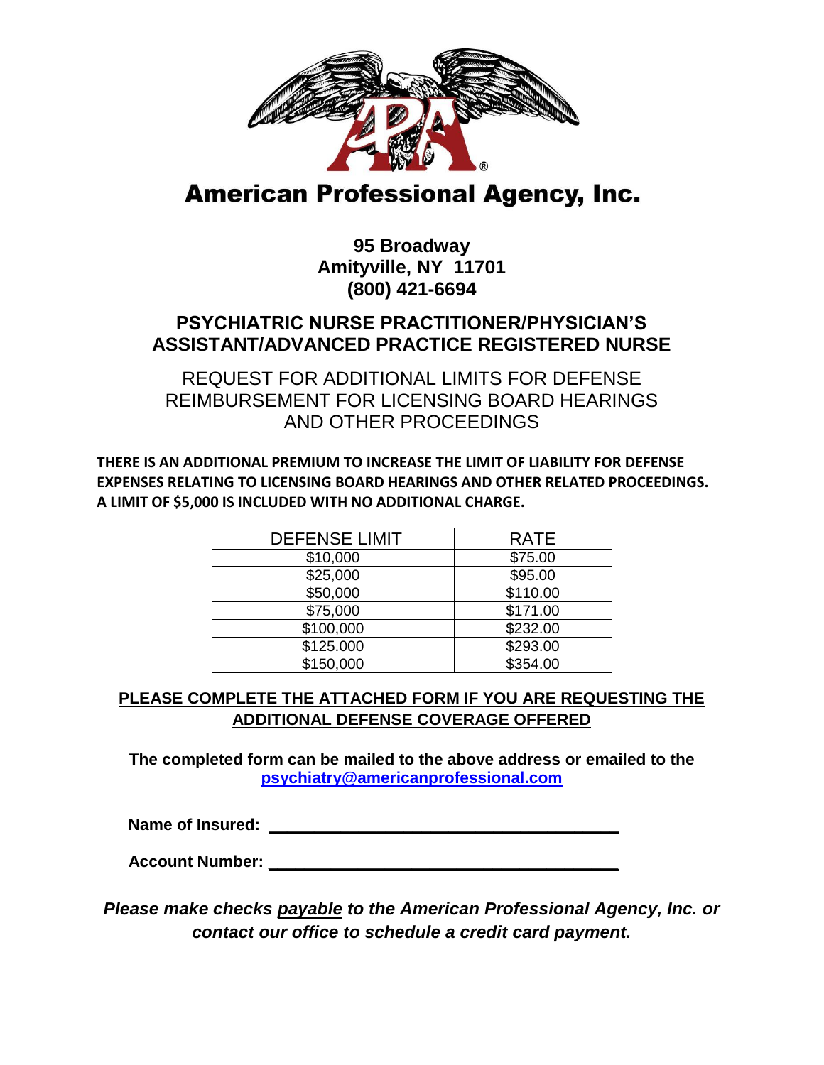# American Professional Agency, Inc.

**95 Broadway**
**Amityville, NY 11701**
**(800) 421-6694**

## PSYCHIATRIC NURSE PRACTITIONER/PHYSICIAN'S ASSISTANT/ADVANCED PRACTICE REGISTERED NURSE

### REQUEST FOR ADDITIONAL LIMITS FOR DEFENSE REIMBURSEMENT FOR LICENSING BOARD HEARINGS AND OTHER PROCEEDINGS

**THERE IS AN ADDITIONAL PREMIUM TO INCREASE THE LIMIT OF LIABILITY FOR DEFENSE EXPENSES RELATING TO LICENSING BOARD HEARINGS AND OTHER RELATED PROCEEDINGS. A LIMIT OF $5,000 IS INCLUDED WITH NO ADDITIONAL CHARGE.**

| DEFENSE LIMIT | RATE |
|---|---|
| $10,000 | $75.00 |
| $25,000 | $95.00 |
| $50,000 | $110.00 |
| $75,000 | $171.00 |
| $100,000 | $232.00 |
| $125.000 | $293.00 |
| $150,000 | $354.00 |

**PLEASE COMPLETE THE ATTACHED FORM IF YOU ARE REQUESTING THE ADDITIONAL DEFENSE COVERAGE OFFERED**

**The completed form can be mailed to the above address or emailed to the psychiatry@americanprofessional.com**

**Name of Insured:** ______________________________________

**Account Number:** ______________________________________

***Please make checks payable to the American Professional Agency, Inc. or contact our office to schedule a credit card payment.***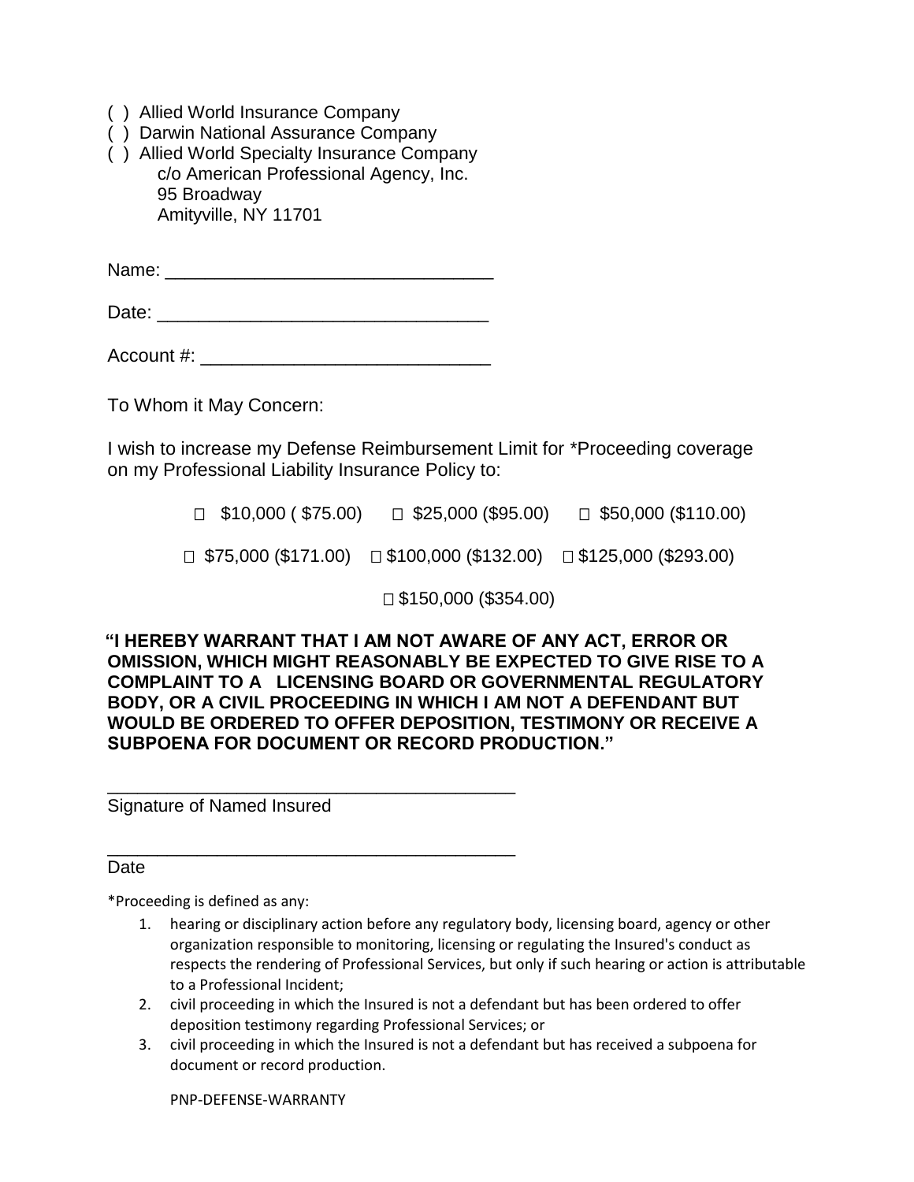( ) Allied World Insurance Company
( ) Darwin National Assurance Company
( ) Allied World Specialty Insurance Company
c/o American Professional Agency, Inc.
95 Broadway
Amityville, NY 11701

Name: ________________________________

Date: ________________________________

Account #: ____________________________

To Whom it May Concern:

I wish to increase my Defense Reimbursement Limit for *Proceeding coverage on my Professional Liability Insurance Policy to:

☐ $10,000 ( $75.00) ☐ $25,000 ($95.00) ☐ $50,000 ($110.00)

☐ $75,000 ($171.00) ☐ $100,000 ($132.00) ☐ $125,000 ($293.00)

☐ $150,000 ($354.00)

**"I HEREBY WARRANT THAT I AM NOT AWARE OF ANY ACT, ERROR OR OMISSION, WHICH MIGHT REASONABLY BE EXPECTED TO GIVE RISE TO A COMPLAINT TO A LICENSING BOARD OR GOVERNMENTAL REGULATORY BODY, OR A CIVIL PROCEEDING IN WHICH I AM NOT A DEFENDANT BUT WOULD BE ORDERED TO OFFER DEPOSITION, TESTIMONY OR RECEIVE A SUBPOENA FOR DOCUMENT OR RECORD PRODUCTION."**

________________________________________
Signature of Named Insured

________________________________________
Date

*Proceeding is defined as any:

1. hearing or disciplinary action before any regulatory body, licensing board, agency or other organization responsible to monitoring, licensing or regulating the Insured's conduct as respects the rendering of Professional Services, but only if such hearing or action is attributable to a Professional Incident;
2. civil proceeding in which the Insured is not a defendant but has been ordered to offer deposition testimony regarding Professional Services; or
3. civil proceeding in which the Insured is not a defendant but has received a subpoena for document or record production.

PNP-DEFENSE-WARRANTY